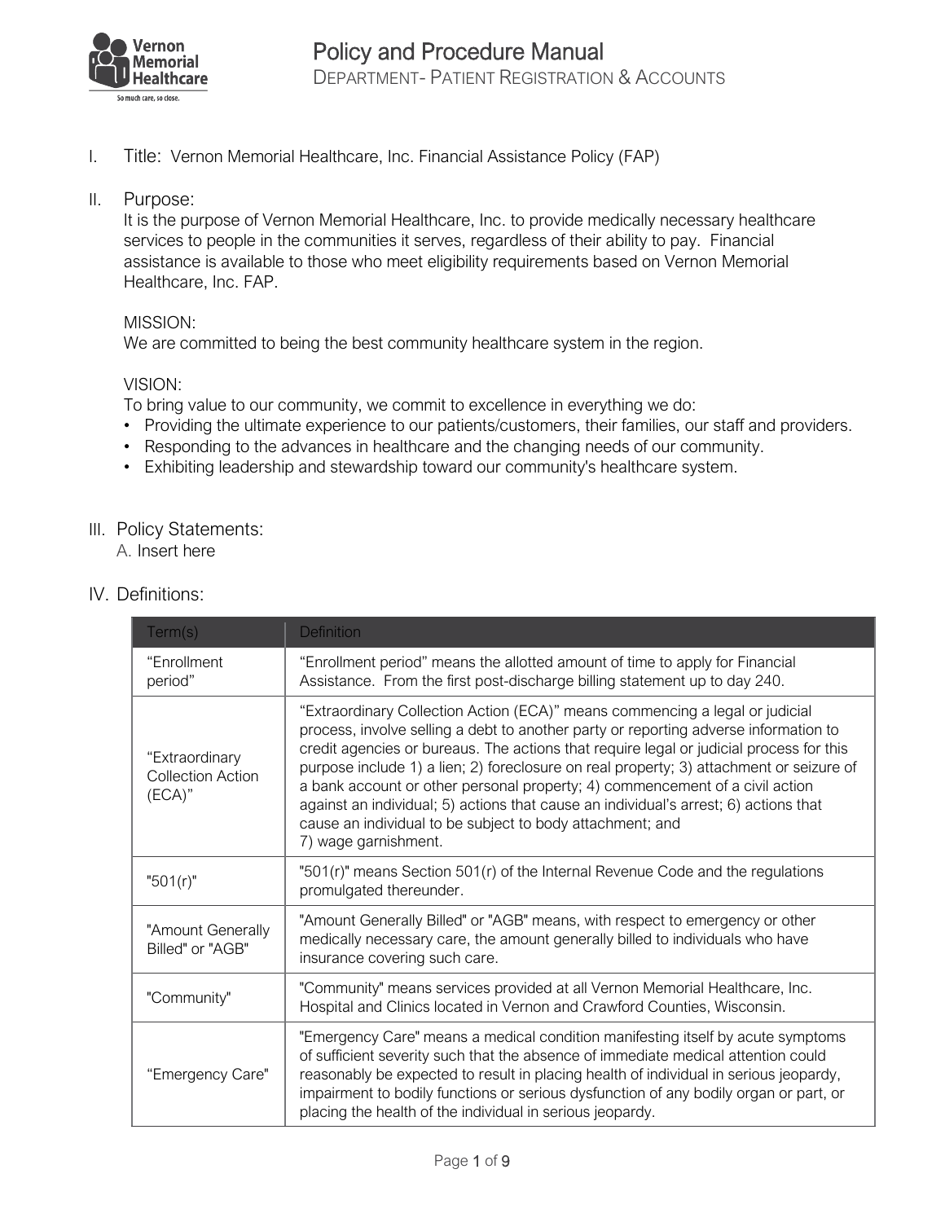# Policy and Procedure Manual

DEPARTMENT- PATIENT REGISTRATION & ACCOUNTS

I. Title: Vernon Memorial Healthcare, Inc. Financial Assistance Policy (FAP)

II. Purpose:

It is the purpose of Vernon Memorial Healthcare, Inc. to provide medically necessary healthcare services to people in the communities it serves, regardless of their ability to pay. Financial assistance is available to those who meet eligibility requirements based on Vernon Memorial Healthcare, Inc. FAP.

MISSION:

We are committed to being the best community healthcare system in the region.

VISION:

To bring value to our community, we commit to excellence in everything we do:

- Providing the ultimate experience to our patients/customers, their families, our staff and providers.
- Responding to the advances in healthcare and the changing needs of our community.
- Exhibiting leadership and stewardship toward our community's healthcare system.

III. Policy Statements:

A. Insert here

IV. Definitions:

| Term(s) | Definition |
|---|---|
| "Enrollment period" | "Enrollment period" means the allotted amount of time to apply for Financial Assistance. From the first post-discharge billing statement up to day 240. |
| "Extraordinary Collection Action (ECA)" | "Extraordinary Collection Action (ECA)" means commencing a legal or judicial process, involve selling a debt to another party or reporting adverse information to credit agencies or bureaus. The actions that require legal or judicial process for this purpose include 1) a lien; 2) foreclosure on real property; 3) attachment or seizure of a bank account or other personal property; 4) commencement of a civil action against an individual; 5) actions that cause an individual's arrest; 6) actions that cause an individual to be subject to body attachment; and 7) wage garnishment. |
| "501(r)" | "501(r)" means Section 501(r) of the Internal Revenue Code and the regulations promulgated thereunder. |
| "Amount Generally Billed" or "AGB" | "Amount Generally Billed" or "AGB" means, with respect to emergency or other medically necessary care, the amount generally billed to individuals who have insurance covering such care. |
| "Community" | "Community" means services provided at all Vernon Memorial Healthcare, Inc. Hospital and Clinics located in Vernon and Crawford Counties, Wisconsin. |
| "Emergency Care" | "Emergency Care" means a medical condition manifesting itself by acute symptoms of sufficient severity such that the absence of immediate medical attention could reasonably be expected to result in placing health of individual in serious jeopardy, impairment to bodily functions or serious dysfunction of any bodily organ or part, or placing the health of the individual in serious jeopardy. |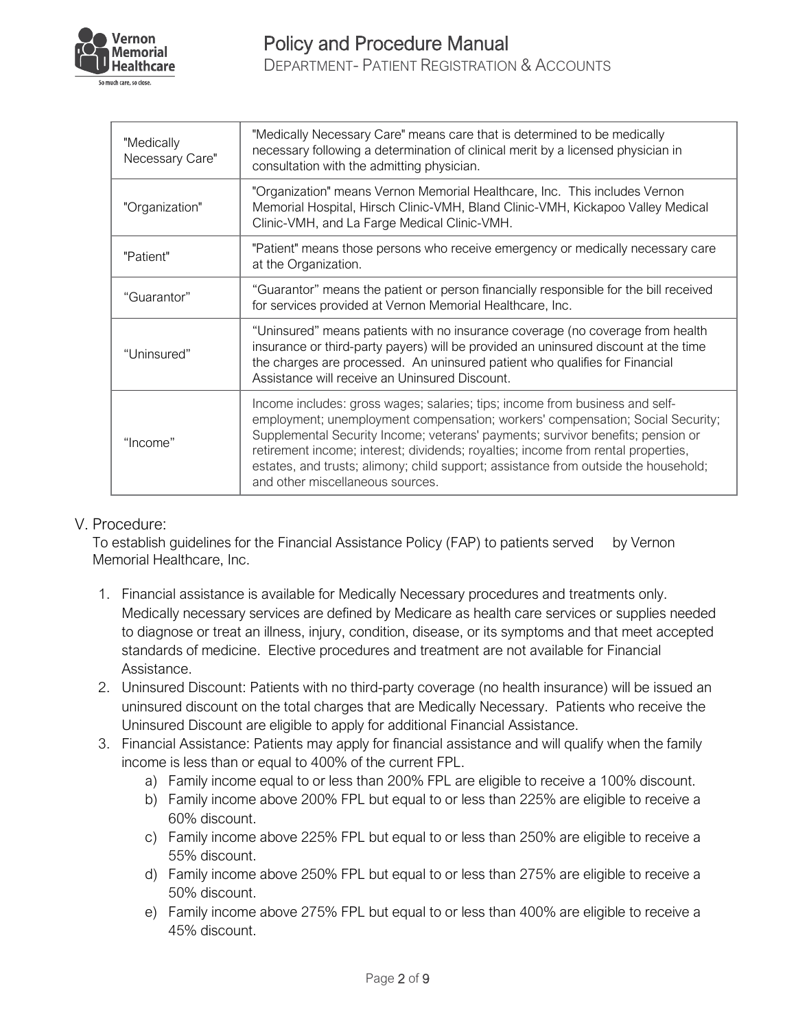| "Medically Necessary Care" | "Medically Necessary Care" means care that is determined to be medically necessary following a determination of clinical merit by a licensed physician in consultation with the admitting physician. |
|---|---|
| "Organization" | "Organization" means Vernon Memorial Healthcare, Inc. This includes Vernon Memorial Hospital, Hirsch Clinic-VMH, Bland Clinic-VMH, Kickapoo Valley Medical Clinic-VMH, and La Farge Medical Clinic-VMH. |
| "Patient" | "Patient" means those persons who receive emergency or medically necessary care at the Organization. |
| "Guarantor" | "Guarantor" means the patient or person financially responsible for the bill received for services provided at Vernon Memorial Healthcare, Inc. |
| "Uninsured" | "Uninsured" means patients with no insurance coverage (no coverage from health insurance or third-party payers) will be provided an uninsured discount at the time the charges are processed. An uninsured patient who qualifies for Financial Assistance will receive an Uninsured Discount. |
| "Income" | Income includes: gross wages; salaries; tips; income from business and self-employment; unemployment compensation; workers' compensation; Social Security; Supplemental Security Income; veterans' payments; survivor benefits; pension or retirement income; interest; dividends; royalties; income from rental properties, estates, and trusts; alimony; child support; assistance from outside the household; and other miscellaneous sources. |

## V. Procedure:

To establish guidelines for the Financial Assistance Policy (FAP) to patients served by Vernon Memorial Healthcare, Inc.

1. Financial assistance is available for Medically Necessary procedures and treatments only. Medically necessary services are defined by Medicare as health care services or supplies needed to diagnose or treat an illness, injury, condition, disease, or its symptoms and that meet accepted standards of medicine. Elective procedures and treatment are not available for Financial Assistance.
2. Uninsured Discount: Patients with no third-party coverage (no health insurance) will be issued an uninsured discount on the total charges that are Medically Necessary. Patients who receive the Uninsured Discount are eligible to apply for additional Financial Assistance.
3. Financial Assistance: Patients may apply for financial assistance and will qualify when the family income is less than or equal to 400% of the current FPL.
    a) Family income equal to or less than 200% FPL are eligible to receive a 100% discount.
    b) Family income above 200% FPL but equal to or less than 225% are eligible to receive a 60% discount.
    c) Family income above 225% FPL but equal to or less than 250% are eligible to receive a 55% discount.
    d) Family income above 250% FPL but equal to or less than 275% are eligible to receive a 50% discount.
    e) Family income above 275% FPL but equal to or less than 400% are eligible to receive a 45% discount.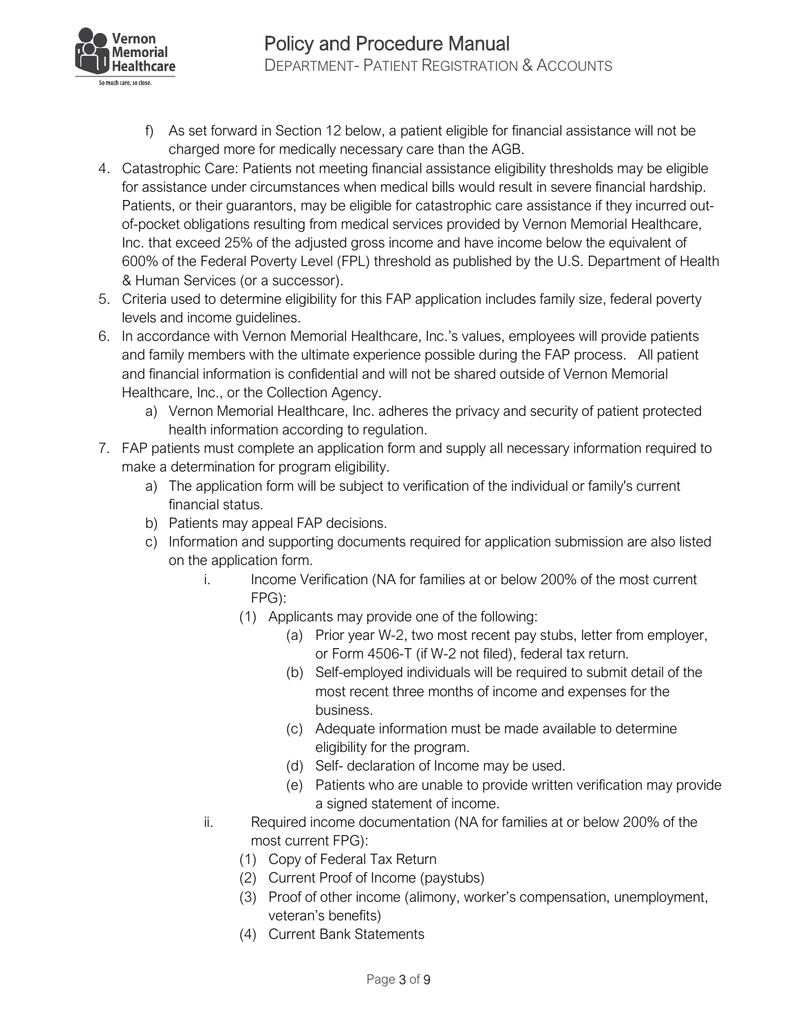f) As set forward in Section 12 below, a patient eligible for financial assistance will not be charged more for medically necessary care than the AGB.

4. Catastrophic Care: Patients not meeting financial assistance eligibility thresholds may be eligible for assistance under circumstances when medical bills would result in severe financial hardship. Patients, or their guarantors, may be eligible for catastrophic care assistance if they incurred out-of-pocket obligations resulting from medical services provided by Vernon Memorial Healthcare, Inc. that exceed 25% of the adjusted gross income and have income below the equivalent of 600% of the Federal Poverty Level (FPL) threshold as published by the U.S. Department of Health & Human Services (or a successor).
5. Criteria used to determine eligibility for this FAP application includes family size, federal poverty levels and income guidelines.
6. In accordance with Vernon Memorial Healthcare, Inc.'s values, employees will provide patients and family members with the ultimate experience possible during the FAP process. All patient and financial information is confidential and will not be shared outside of Vernon Memorial Healthcare, Inc., or the Collection Agency.
   a) Vernon Memorial Healthcare, Inc. adheres the privacy and security of patient protected health information according to regulation.
7. FAP patients must complete an application form and supply all necessary information required to make a determination for program eligibility.
   a) The application form will be subject to verification of the individual or family's current financial status.
   b) Patients may appeal FAP decisions.
   c) Information and supporting documents required for application submission are also listed on the application form.
      i. Income Verification (NA for families at or below 200% of the most current FPG):
         (1) Applicants may provide one of the following:
            (a) Prior year W-2, two most recent pay stubs, letter from employer, or Form 4506-T (if W-2 not filed), federal tax return.
            (b) Self-employed individuals will be required to submit detail of the most recent three months of income and expenses for the business.
            (c) Adequate information must be made available to determine eligibility for the program.
            (d) Self- declaration of Income may be used.
            (e) Patients who are unable to provide written verification may provide a signed statement of income.
      ii. Required income documentation (NA for families at or below 200% of the most current FPG):
         (1) Copy of Federal Tax Return
         (2) Current Proof of Income (paystubs)
         (3) Proof of other income (alimony, worker's compensation, unemployment, veteran's benefits)
         (4) Current Bank Statements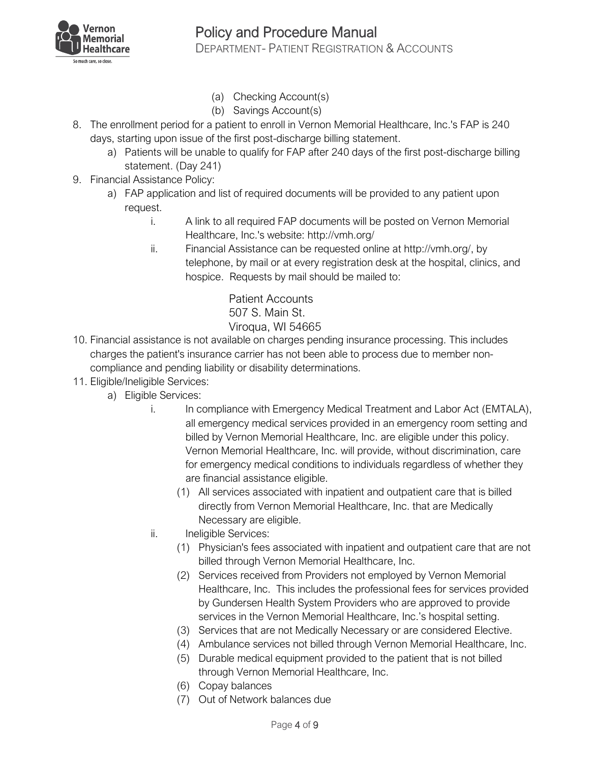(a) Checking Account(s)
(b) Savings Account(s)

8. The enrollment period for a patient to enroll in Vernon Memorial Healthcare, Inc.'s FAP is 240 days, starting upon issue of the first post-discharge billing statement.
   a) Patients will be unable to qualify for FAP after 240 days of the first post-discharge billing statement. (Day 241)
9. Financial Assistance Policy:
   a) FAP application and list of required documents will be provided to any patient upon request.
      i. A link to all required FAP documents will be posted on Vernon Memorial Healthcare, Inc.'s website: http://vmh.org/
      ii. Financial Assistance can be requested online at http://vmh.org/, by telephone, by mail or at every registration desk at the hospital, clinics, and hospice. Requests by mail should be mailed to:

         Patient Accounts
         507 S. Main St.
         Viroqua, WI 54665

10. Financial assistance is not available on charges pending insurance processing. This includes charges the patient's insurance carrier has not been able to process due to member non-compliance and pending liability or disability determinations.
11. Eligible/Ineligible Services:
   a) Eligible Services:
      i. In compliance with Emergency Medical Treatment and Labor Act (EMTALA), all emergency medical services provided in an emergency room setting and billed by Vernon Memorial Healthcare, Inc. are eligible under this policy. Vernon Memorial Healthcare, Inc. will provide, without discrimination, care for emergency medical conditions to individuals regardless of whether they are financial assistance eligible.
         (1) All services associated with inpatient and outpatient care that is billed directly from Vernon Memorial Healthcare, Inc. that are Medically Necessary are eligible.
      ii. Ineligible Services:
         (1) Physician's fees associated with inpatient and outpatient care that are not billed through Vernon Memorial Healthcare, Inc.
         (2) Services received from Providers not employed by Vernon Memorial Healthcare, Inc. This includes the professional fees for services provided by Gundersen Health System Providers who are approved to provide services in the Vernon Memorial Healthcare, Inc.'s hospital setting.
         (3) Services that are not Medically Necessary or are considered Elective.
         (4) Ambulance services not billed through Vernon Memorial Healthcare, Inc.
         (5) Durable medical equipment provided to the patient that is not billed through Vernon Memorial Healthcare, Inc.
         (6) Copay balances
         (7) Out of Network balances due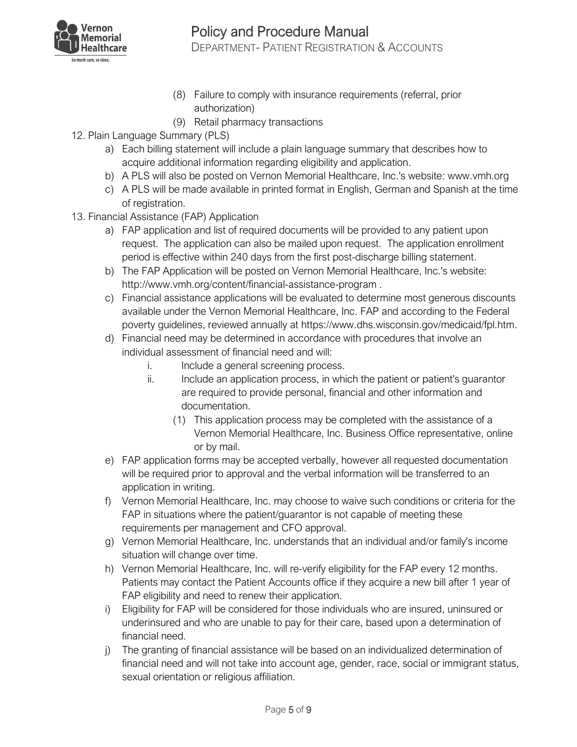(8) Failure to comply with insurance requirements (referral, prior authorization)
(9) Retail pharmacy transactions

12. Plain Language Summary (PLS)
    a) Each billing statement will include a plain language summary that describes how to acquire additional information regarding eligibility and application.
    b) A PLS will also be posted on Vernon Memorial Healthcare, Inc.'s website: www.vmh.org
    c) A PLS will be made available in printed format in English, German and Spanish at the time of registration.

13. Financial Assistance (FAP) Application
    a) FAP application and list of required documents will be provided to any patient upon request. The application can also be mailed upon request. The application enrollment period is effective within 240 days from the first post-discharge billing statement.
    b) The FAP Application will be posted on Vernon Memorial Healthcare, Inc.'s website: http://www.vmh.org/content/financial-assistance-program .
    c) Financial assistance applications will be evaluated to determine most generous discounts available under the Vernon Memorial Healthcare, Inc. FAP and according to the Federal poverty guidelines, reviewed annually at https://www.dhs.wisconsin.gov/medicaid/fpl.htm.
    d) Financial need may be determined in accordance with procedures that involve an individual assessment of financial need and will:
        i. Include a general screening process.
        ii. Include an application process, in which the patient or patient's guarantor are required to provide personal, financial and other information and documentation.
            (1) This application process may be completed with the assistance of a Vernon Memorial Healthcare, Inc. Business Office representative, online or by mail.
    e) FAP application forms may be accepted verbally, however all requested documentation will be required prior to approval and the verbal information will be transferred to an application in writing.
    f) Vernon Memorial Healthcare, Inc. may choose to waive such conditions or criteria for the FAP in situations where the patient/guarantor is not capable of meeting these requirements per management and CFO approval.
    g) Vernon Memorial Healthcare, Inc. understands that an individual and/or family's income situation will change over time.
    h) Vernon Memorial Healthcare, Inc. will re-verify eligibility for the FAP every 12 months. Patients may contact the Patient Accounts office if they acquire a new bill after 1 year of FAP eligibility and need to renew their application.
    i) Eligibility for FAP will be considered for those individuals who are insured, uninsured or underinsured and who are unable to pay for their care, based upon a determination of financial need.
    j) The granting of financial assistance will be based on an individualized determination of financial need and will not take into account age, gender, race, social or immigrant status, sexual orientation or religious affiliation.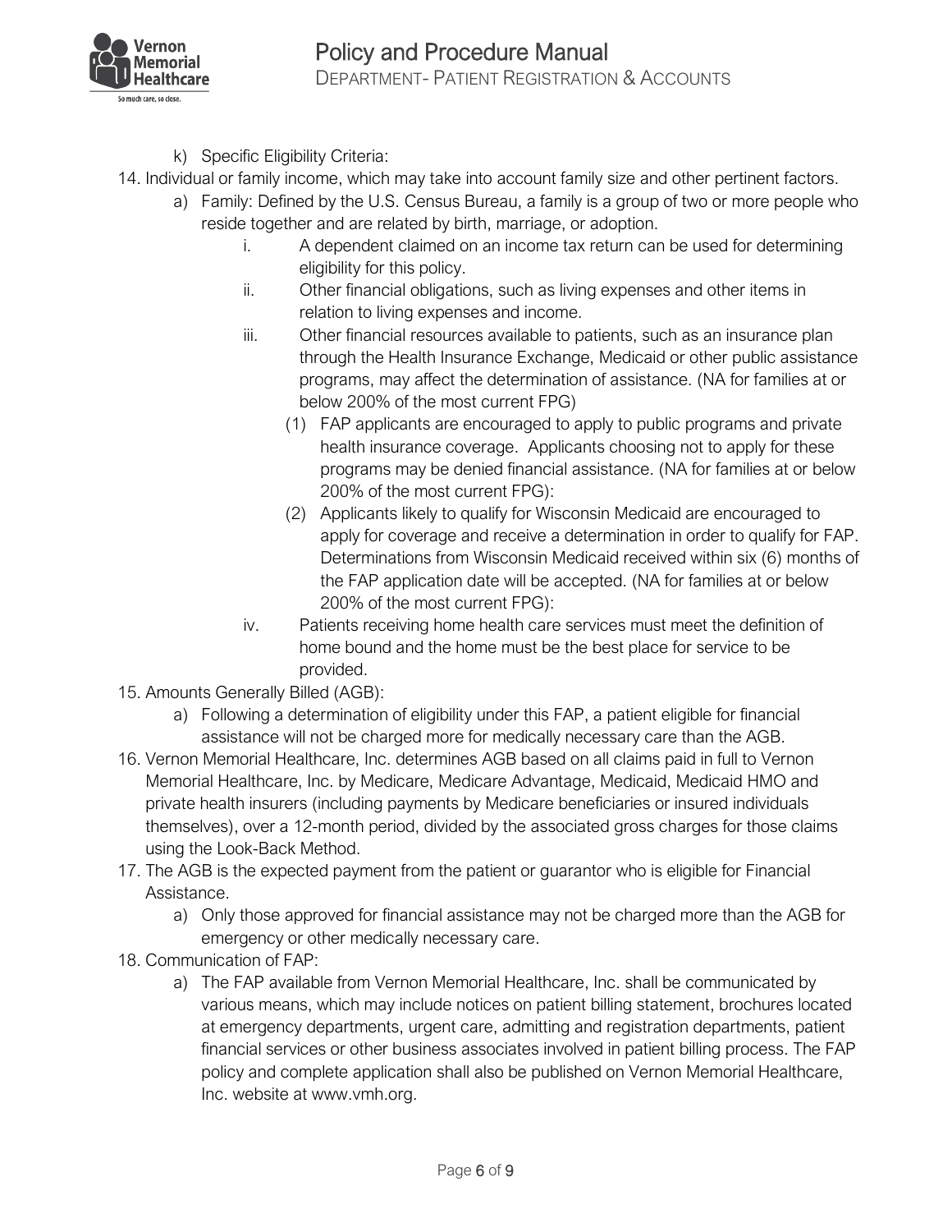k) Specific Eligibility Criteria:

14. Individual or family income, which may take into account family size and other pertinent factors.
    a) Family: Defined by the U.S. Census Bureau, a family is a group of two or more people who reside together and are related by birth, marriage, or adoption.
        i. A dependent claimed on an income tax return can be used for determining eligibility for this policy.
        ii. Other financial obligations, such as living expenses and other items in relation to living expenses and income.
        iii. Other financial resources available to patients, such as an insurance plan through the Health Insurance Exchange, Medicaid or other public assistance programs, may affect the determination of assistance. (NA for families at or below 200% of the most current FPG)
            (1) FAP applicants are encouraged to apply to public programs and private health insurance coverage. Applicants choosing not to apply for these programs may be denied financial assistance. (NA for families at or below 200% of the most current FPG):
            (2) Applicants likely to qualify for Wisconsin Medicaid are encouraged to apply for coverage and receive a determination in order to qualify for FAP. Determinations from Wisconsin Medicaid received within six (6) months of the FAP application date will be accepted. (NA for families at or below 200% of the most current FPG):
        iv. Patients receiving home health care services must meet the definition of home bound and the home must be the best place for service to be provided.
15. Amounts Generally Billed (AGB):
    a) Following a determination of eligibility under this FAP, a patient eligible for financial assistance will not be charged more for medically necessary care than the AGB.
16. Vernon Memorial Healthcare, Inc. determines AGB based on all claims paid in full to Vernon Memorial Healthcare, Inc. by Medicare, Medicare Advantage, Medicaid, Medicaid HMO and private health insurers (including payments by Medicare beneficiaries or insured individuals themselves), over a 12-month period, divided by the associated gross charges for those claims using the Look-Back Method.
17. The AGB is the expected payment from the patient or guarantor who is eligible for Financial Assistance.
    a) Only those approved for financial assistance may not be charged more than the AGB for emergency or other medically necessary care.
18. Communication of FAP:
    a) The FAP available from Vernon Memorial Healthcare, Inc. shall be communicated by various means, which may include notices on patient billing statement, brochures located at emergency departments, urgent care, admitting and registration departments, patient financial services or other business associates involved in patient billing process. The FAP policy and complete application shall also be published on Vernon Memorial Healthcare, Inc. website at www.vmh.org.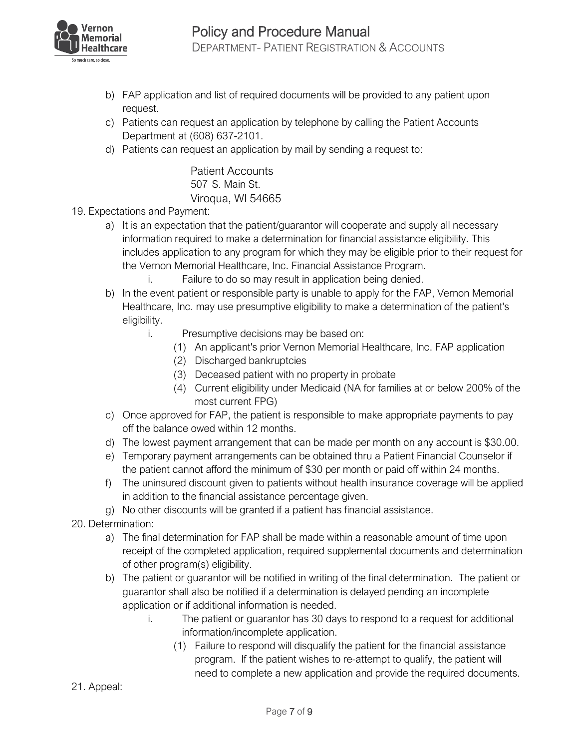b) FAP application and list of required documents will be provided to any patient upon request.
   c) Patients can request an application by telephone by calling the Patient Accounts Department at (608) 637-2101.
   d) Patients can request an application by mail by sending a request to:

      Patient Accounts
      507 S. Main St.
      Viroqua, WI 54665

19. Expectations and Payment:
   a) It is an expectation that the patient/guarantor will cooperate and supply all necessary information required to make a determination for financial assistance eligibility. This includes application to any program for which they may be eligible prior to their request for the Vernon Memorial Healthcare, Inc. Financial Assistance Program.
      i. Failure to do so may result in application being denied.
   b) In the event patient or responsible party is unable to apply for the FAP, Vernon Memorial Healthcare, Inc. may use presumptive eligibility to make a determination of the patient's eligibility.
      i. Presumptive decisions may be based on:
         (1) An applicant's prior Vernon Memorial Healthcare, Inc. FAP application
         (2) Discharged bankruptcies
         (3) Deceased patient with no property in probate
         (4) Current eligibility under Medicaid (NA for families at or below 200% of the most current FPG)
   c) Once approved for FAP, the patient is responsible to make appropriate payments to pay off the balance owed within 12 months.
   d) The lowest payment arrangement that can be made per month on any account is $30.00.
   e) Temporary payment arrangements can be obtained thru a Patient Financial Counselor if the patient cannot afford the minimum of $30 per month or paid off within 24 months.
   f) The uninsured discount given to patients without health insurance coverage will be applied in addition to the financial assistance percentage given.
   g) No other discounts will be granted if a patient has financial assistance.
20. Determination:
   a) The final determination for FAP shall be made within a reasonable amount of time upon receipt of the completed application, required supplemental documents and determination of other program(s) eligibility.
   b) The patient or guarantor will be notified in writing of the final determination. The patient or guarantor shall also be notified if a determination is delayed pending an incomplete application or if additional information is needed.
      i. The patient or guarantor has 30 days to respond to a request for additional information/incomplete application.
         (1) Failure to respond will disqualify the patient for the financial assistance program. If the patient wishes to re-attempt to qualify, the patient will need to complete a new application and provide the required documents.
21. Appeal: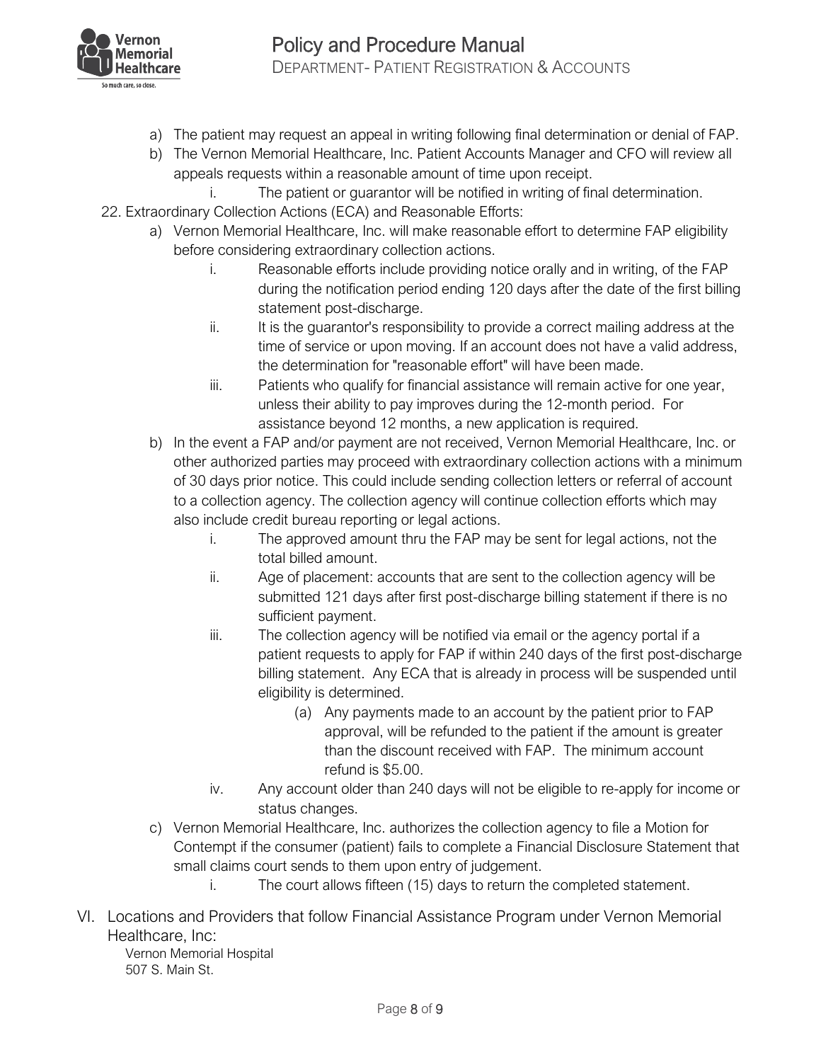a) The patient may request an appeal in writing following final determination or denial of FAP.
b) The Vernon Memorial Healthcare, Inc. Patient Accounts Manager and CFO will review all appeals requests within a reasonable amount of time upon receipt.
    i. The patient or guarantor will be notified in writing of final determination.

22. Extraordinary Collection Actions (ECA) and Reasonable Efforts:
    a) Vernon Memorial Healthcare, Inc. will make reasonable effort to determine FAP eligibility before considering extraordinary collection actions.
        i. Reasonable efforts include providing notice orally and in writing, of the FAP during the notification period ending 120 days after the date of the first billing statement post-discharge.
        ii. It is the guarantor's responsibility to provide a correct mailing address at the time of service or upon moving. If an account does not have a valid address, the determination for "reasonable effort" will have been made.
        iii. Patients who qualify for financial assistance will remain active for one year, unless their ability to pay improves during the 12-month period. For assistance beyond 12 months, a new application is required.
    b) In the event a FAP and/or payment are not received, Vernon Memorial Healthcare, Inc. or other authorized parties may proceed with extraordinary collection actions with a minimum of 30 days prior notice. This could include sending collection letters or referral of account to a collection agency. The collection agency will continue collection efforts which may also include credit bureau reporting or legal actions.
        i. The approved amount thru the FAP may be sent for legal actions, not the total billed amount.
        ii. Age of placement: accounts that are sent to the collection agency will be submitted 121 days after first post-discharge billing statement if there is no sufficient payment.
        iii. The collection agency will be notified via email or the agency portal if a patient requests to apply for FAP if within 240 days of the first post-discharge billing statement. Any ECA that is already in process will be suspended until eligibility is determined.
            (a) Any payments made to an account by the patient prior to FAP approval, will be refunded to the patient if the amount is greater than the discount received with FAP. The minimum account refund is $5.00.
        iv. Any account older than 240 days will not be eligible to re-apply for income or status changes.
    c) Vernon Memorial Healthcare, Inc. authorizes the collection agency to file a Motion for Contempt if the consumer (patient) fails to complete a Financial Disclosure Statement that small claims court sends to them upon entry of judgement.
        i. The court allows fifteen (15) days to return the completed statement.

VI. Locations and Providers that follow Financial Assistance Program under Vernon Memorial Healthcare, Inc:

Vernon Memorial Hospital
507 S. Main St.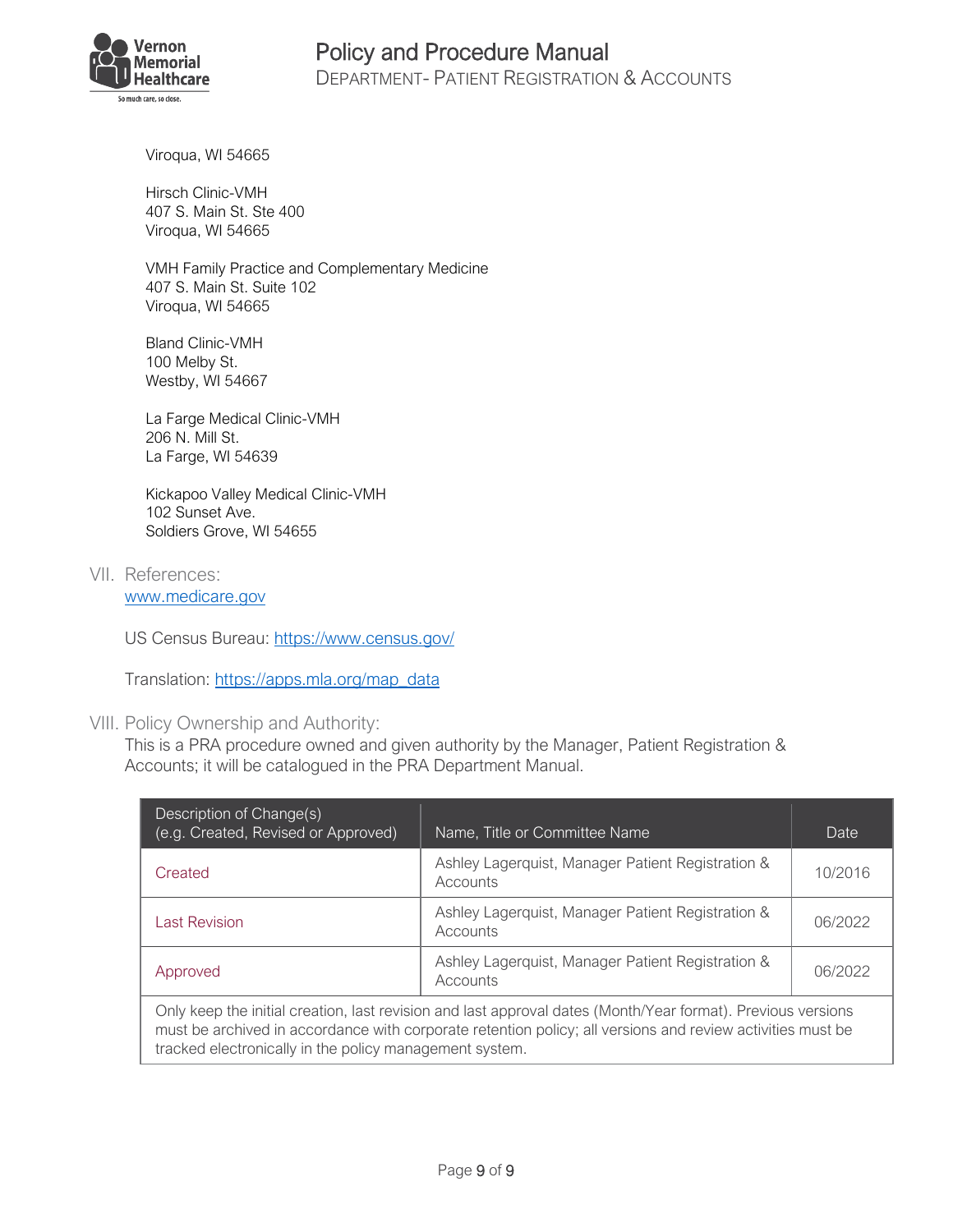Viroqua, WI 54665

Hirsch Clinic-VMH
407 S. Main St. Ste 400
Viroqua, WI 54665

VMH Family Practice and Complementary Medicine
407 S. Main St. Suite 102
Viroqua, WI 54665

Bland Clinic-VMH
100 Melby St.
Westby, WI 54667

La Farge Medical Clinic-VMH
206 N. Mill St.
La Farge, WI 54639

Kickapoo Valley Medical Clinic-VMH
102 Sunset Ave.
Soldiers Grove, WI 54655

## VII. References:

www.medicare.gov

US Census Bureau: https://www.census.gov/

Translation: https://apps.mla.org/map_data

## VIII. Policy Ownership and Authority:

This is a PRA procedure owned and given authority by the Manager, Patient Registration & Accounts; it will be catalogued in the PRA Department Manual.

| Description of Change(s) (e.g. Created, Revised or Approved) | Name, Title or Committee Name | Date |
|---|---|---|
| Created | Ashley Lagerquist, Manager Patient Registration & Accounts | 10/2016 |
| Last Revision | Ashley Lagerquist, Manager Patient Registration & Accounts | 06/2022 |
| Approved | Ashley Lagerquist, Manager Patient Registration & Accounts | 06/2022 |
| Only keep the initial creation, last revision and last approval dates (Month/Year format). Previous versions must be archived in accordance with corporate retention policy; all versions and review activities must be tracked electronically in the policy management system. | | |